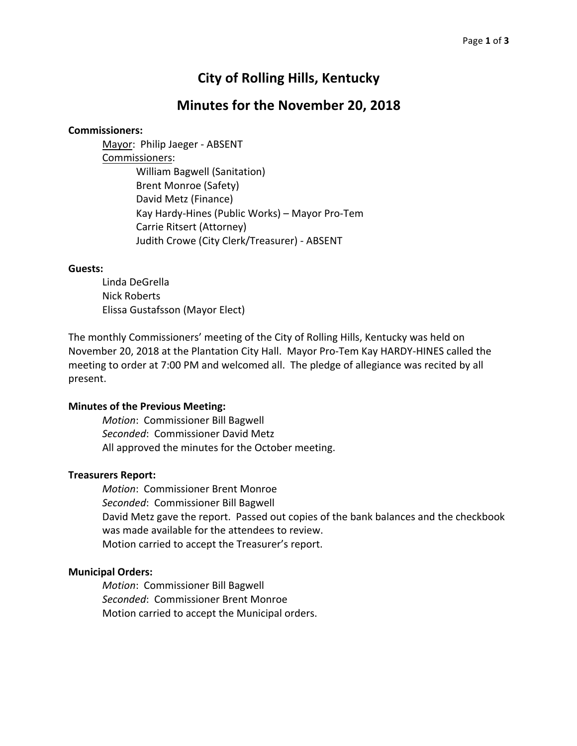# City of Rolling Hills, Kentucky

## Minutes for the November 20, 2018

**Commissioners:**

<u>Mayor</u>: Philip Jaeger - ABSENT

<u>Commissioners</u>:

- William Bagwell (Sanitation)
- Brent Monroe (Safety)
- David Metz (Finance)
- Kay Hardy-Hines (Public Works) – Mayor Pro-Tem
- Carrie Ritsert (Attorney)
- Judith Crowe (City Clerk/Treasurer) - ABSENT

**Guests:**

- Linda DeGrella
- Nick Roberts
- Elissa Gustafsson (Mayor Elect)

The monthly Commissioners' meeting of the City of Rolling Hills, Kentucky was held on November 20, 2018 at the Plantation City Hall. Mayor Pro-Tem Kay HARDY-HINES called the meeting to order at 7:00 PM and welcomed all. The pledge of allegiance was recited by all present.

**Minutes of the Previous Meeting:**

*Motion*: Commissioner Bill Bagwell
*Seconded*: Commissioner David Metz
All approved the minutes for the October meeting.

**Treasurers Report:**

*Motion*: Commissioner Brent Monroe
*Seconded*: Commissioner Bill Bagwell
David Metz gave the report. Passed out copies of the bank balances and the checkbook was made available for the attendees to review.
Motion carried to accept the Treasurer's report.

**Municipal Orders:**

*Motion*: Commissioner Bill Bagwell
*Seconded*: Commissioner Brent Monroe
Motion carried to accept the Municipal orders.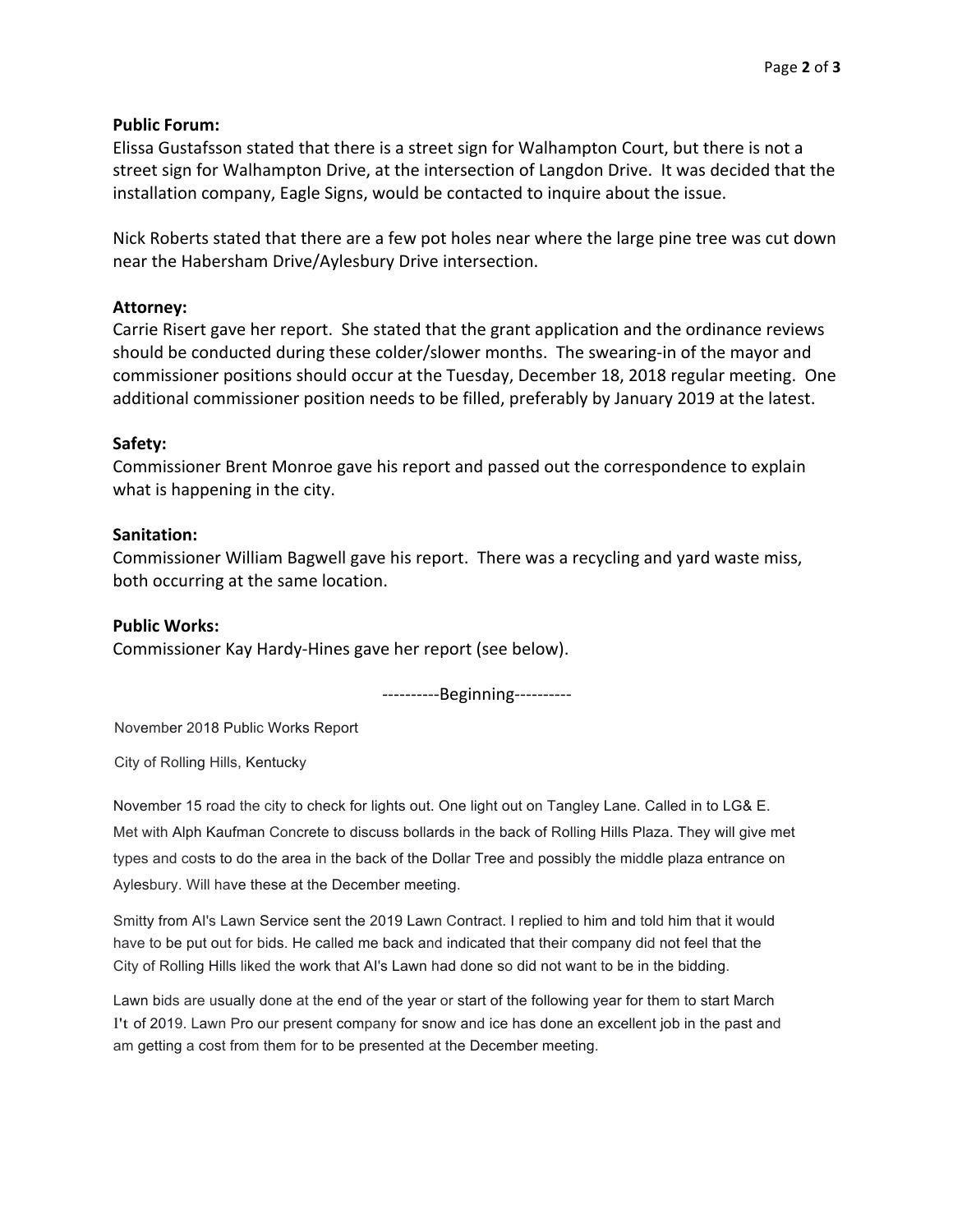**Public Forum:**

Elissa Gustafsson stated that there is a street sign for Walhampton Court, but there is not a street sign for Walhampton Drive, at the intersection of Langdon Drive. It was decided that the installation company, Eagle Signs, would be contacted to inquire about the issue.

Nick Roberts stated that there are a few pot holes near where the large pine tree was cut down near the Habersham Drive/Aylesbury Drive intersection.

**Attorney:**

Carrie Risert gave her report. She stated that the grant application and the ordinance reviews should be conducted during these colder/slower months. The swearing-in of the mayor and commissioner positions should occur at the Tuesday, December 18, 2018 regular meeting. One additional commissioner position needs to be filled, preferably by January 2019 at the latest.

**Safety:**

Commissioner Brent Monroe gave his report and passed out the correspondence to explain what is happening in the city.

**Sanitation:**

Commissioner William Bagwell gave his report. There was a recycling and yard waste miss, both occurring at the same location.

**Public Works:**

Commissioner Kay Hardy-Hines gave her report (see below).

----------Beginning----------

November 2018 Public Works Report

City of Rolling Hills, Kentucky

November 15 road the city to check for lights out. One light out on Tangley Lane. Called in to LG& E. Met with Alph Kaufman Concrete to discuss bollards in the back of Rolling Hills Plaza. They will give met types and costs to do the area in the back of the Dollar Tree and possibly the middle plaza entrance on Aylesbury. Will have these at the December meeting.

Smitty from Al's Lawn Service sent the 2019 Lawn Contract. I replied to him and told him that it would have to be put out for bids. He called me back and indicated that their company did not feel that the City of Rolling Hills liked the work that Al's Lawn had done so did not want to be in the bidding.

Lawn bids are usually done at the end of the year or start of the following year for them to start March I't of 2019. Lawn Pro our present company for snow and ice has done an excellent job in the past and am getting a cost from them for to be presented at the December meeting.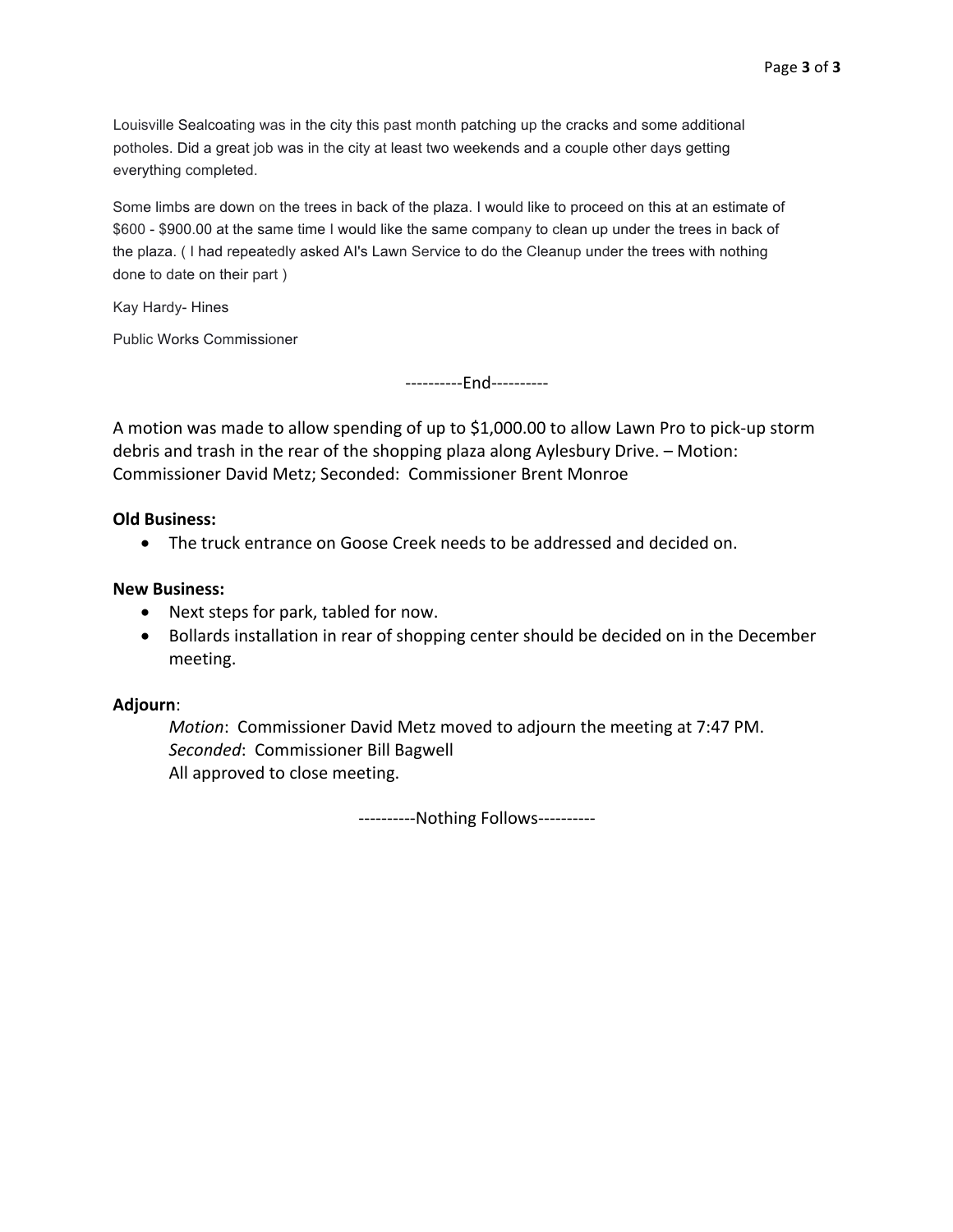Louisville Sealcoating was in the city this past month patching up the cracks and some additional potholes. Did a great job was in the city at least two weekends and a couple other days getting everything completed.

Some limbs are down on the trees in back of the plaza. I would like to proceed on this at an estimate of $600 - $900.00 at the same time I would like the same company to clean up under the trees in back of the plaza. ( I had repeatedly asked Al's Lawn Service to do the Cleanup under the trees with nothing done to date on their part )

Kay Hardy- Hines

Public Works Commissioner

----------End----------

A motion was made to allow spending of up to $1,000.00 to allow Lawn Pro to pick-up storm debris and trash in the rear of the shopping plaza along Aylesbury Drive. – Motion: Commissioner David Metz; Seconded: Commissioner Brent Monroe

**Old Business:**

- The truck entrance on Goose Creek needs to be addressed and decided on.

**New Business:**

- Next steps for park, tabled for now.
- Bollards installation in rear of shopping center should be decided on in the December meeting.

**Adjourn**:

*Motion*: Commissioner David Metz moved to adjourn the meeting at 7:47 PM.
*Seconded*: Commissioner Bill Bagwell
All approved to close meeting.

----------Nothing Follows----------